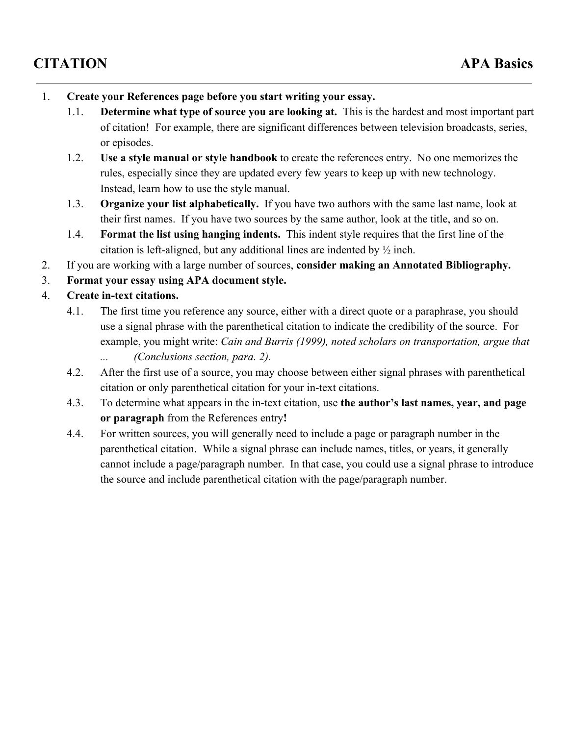# CITATION — APA Basics

1. **Create your References page before you start writing your essay.**
   - 1.1. **Determine what type of source you are looking at.** This is the hardest and most important part of citation! For example, there are significant differences between television broadcasts, series, or episodes.
   - 1.2. **Use a style manual or style handbook** to create the references entry. No one memorizes the rules, especially since they are updated every few years to keep up with new technology. Instead, learn how to use the style manual.
   - 1.3. **Organize your list alphabetically.** If you have two authors with the same last name, look at their first names. If you have two sources by the same author, look at the title, and so on.
   - 1.4. **Format the list using hanging indents.** This indent style requires that the first line of the citation is left-aligned, but any additional lines are indented by ½ inch.
2. If you are working with a large number of sources, **consider making an Annotated Bibliography.**
3. **Format your essay using APA document style.**
4. **Create in-text citations.**
   - 4.1. The first time you reference any source, either with a direct quote or a paraphrase, you should use a signal phrase with the parenthetical citation to indicate the credibility of the source. For example, you might write: *Cain and Burris (1999), noted scholars on transportation, argue that ... (Conclusions section, para. 2).*
   - 4.2. After the first use of a source, you may choose between either signal phrases with parenthetical citation or only parenthetical citation for your in-text citations.
   - 4.3. To determine what appears in the in-text citation, use **the author's last names, year, and page or paragraph** from the References entry**!**
   - 4.4. For written sources, you will generally need to include a page or paragraph number in the parenthetical citation. While a signal phrase can include names, titles, or years, it generally cannot include a page/paragraph number. In that case, you could use a signal phrase to introduce the source and include parenthetical citation with the page/paragraph number.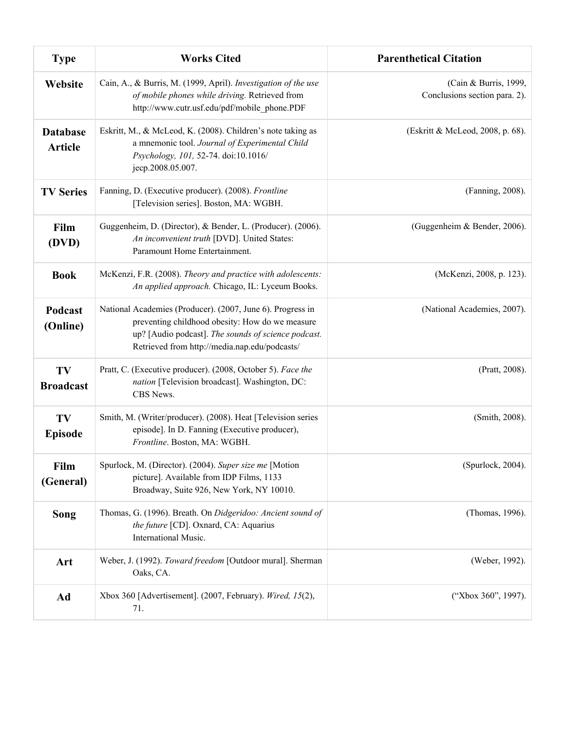| Type | Works Cited | Parenthetical Citation |
|---|---|---|
| **Website** | Cain, A., & Burris, M. (1999, April). *Investigation of the use of mobile phones while driving.* Retrieved from http://www.cutr.usf.edu/pdf/mobile_phone.PDF | (Cain & Burris, 1999, Conclusions section para. 2). |
| **Database Article** | Eskritt, M., & McLeod, K. (2008). Children's note taking as a mnemonic tool. *Journal of Experimental Child Psychology, 101,* 52-74. doi:10.1016/ jecp.2008.05.007. | (Eskritt & McLeod, 2008, p. 68). |
| **TV Series** | Fanning, D. (Executive producer). (2008). *Frontline* [Television series]. Boston, MA: WGBH. | (Fanning, 2008). |
| **Film (DVD)** | Guggenheim, D. (Director), & Bender, L. (Producer). (2006). *An inconvenient truth* [DVD]. United States: Paramount Home Entertainment. | (Guggenheim & Bender, 2006). |
| **Book** | McKenzi, F.R. (2008). *Theory and practice with adolescents: An applied approach.* Chicago, IL: Lyceum Books. | (McKenzi, 2008, p. 123). |
| **Podcast (Online)** | National Academies (Producer). (2007, June 6). Progress in preventing childhood obesity: How do we measure up? [Audio podcast]. *The sounds of science podcast.* Retrieved from http://media.nap.edu/podcasts/ | (National Academies, 2007). |
| **TV Broadcast** | Pratt, C. (Executive producer). (2008, October 5). *Face the nation* [Television broadcast]. Washington, DC: CBS News. | (Pratt, 2008). |
| **TV Episode** | Smith, M. (Writer/producer). (2008). Heat [Television series episode]. In D. Fanning (Executive producer), *Frontline*. Boston, MA: WGBH. | (Smith, 2008). |
| **Film (General)** | Spurlock, M. (Director). (2004). *Super size me* [Motion picture]. Available from IDP Films, 1133 Broadway, Suite 926, New York, NY 10010. | (Spurlock, 2004). |
| **Song** | Thomas, G. (1996). Breath. On *Didgeridoo: Ancient sound of the future* [CD]. Oxnard, CA: Aquarius International Music. | (Thomas, 1996). |
| **Art** | Weber, J. (1992). *Toward freedom* [Outdoor mural]. Sherman Oaks, CA. | (Weber, 1992). |
| **Ad** | Xbox 360 [Advertisement]. (2007, February). *Wired, 15*(2), 71. | ("Xbox 360", 1997). |